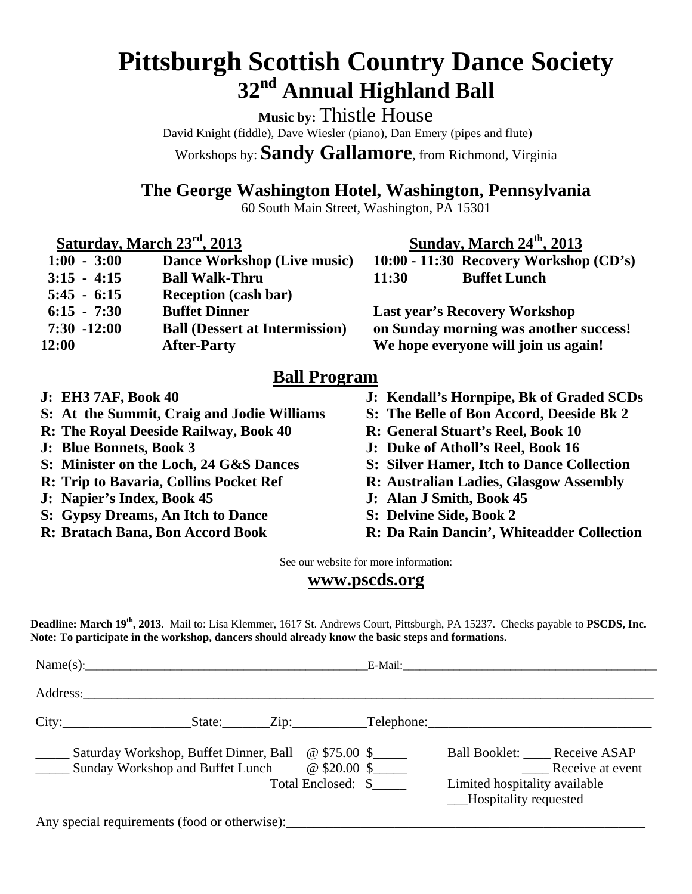# Pittsburgh Scottish Country Dance Society

## 32nd Annual Highland Ball

**Music by:** Thistle House

David Knight (fiddle), Dave Wiesler (piano), Dan Emery (pipes and flute)

Workshops by: **Sandy Gallamore**, from Richmond, Virginia

### The George Washington Hotel, Washington, Pennsylvania

60 South Main Street, Washington, PA 15301

**Saturday, March 23rd, 2013**

| | |
|---|---|
| **1:00 - 3:00** | **Dance Workshop (Live music)** |
| **3:15 - 4:15** | **Ball Walk-Thru** |
| **5:45 - 6:15** | **Reception (cash bar)** |
| **6:15 - 7:30** | **Buffet Dinner** |
| **7:30 -12:00** | **Ball (Dessert at Intermission)** |
| **12:00** | **After-Party** |

**Sunday, March 24th, 2013**

| | |
|---|---|
| **10:00 - 11:30** | **Recovery Workshop (CD's)** |
| **11:30** | **Buffet Lunch** |

**Last year's Recovery Workshop on Sunday morning was another success! We hope everyone will join us again!**

## Ball Program

- **J: EH3 7AF, Book 40**
- **S: At the Summit, Craig and Jodie Williams**
- **R: The Royal Deeside Railway, Book 40**
- **J: Blue Bonnets, Book 3**
- **S: Minister on the Loch, 24 G&S Dances**
- **R: Trip to Bavaria, Collins Pocket Ref**
- **J: Napier's Index, Book 45**
- **S: Gypsy Dreams, An Itch to Dance**
- **R: Bratach Bana, Bon Accord Book**
- **J: Kendall's Hornpipe, Bk of Graded SCDs**
- **S: The Belle of Bon Accord, Deeside Bk 2**
- **R: General Stuart's Reel, Book 10**
- **J: Duke of Atholl's Reel, Book 16**
- **S: Silver Hamer, Itch to Dance Collection**
- **R: Australian Ladies, Glasgow Assembly**
- **J: Alan J Smith, Book 45**
- **S: Delvine Side, Book 2**
- **R: Da Rain Dancin', Whiteadder Collection**

See our website for more information:

**www.pscds.org**

---

**Deadline: March 19th, 2013**. Mail to: Lisa Klemmer, 1617 St. Andrews Court, Pittsburgh, PA 15237. Checks payable to **PSCDS, Inc.**
**Note: To participate in the workshop, dancers should already know the basic steps and formations.**

Name(s):_______________________________________________E-Mail:___________________________________________

Address:_____________________________________________________________________________________________

City:___________________State:_______Zip:___________Telephone:__________________________________

_____ Saturday Workshop, Buffet Dinner, Ball @ $75.00 $_____

_____ Sunday Workshop and Buffet Lunch @ $20.00 $_____

Total Enclosed: $_____

Ball Booklet: ____ Receive ASAP

____ Receive at event

Limited hospitality available

___Hospitality requested

Any special requirements (food or otherwise):_______________________________________________________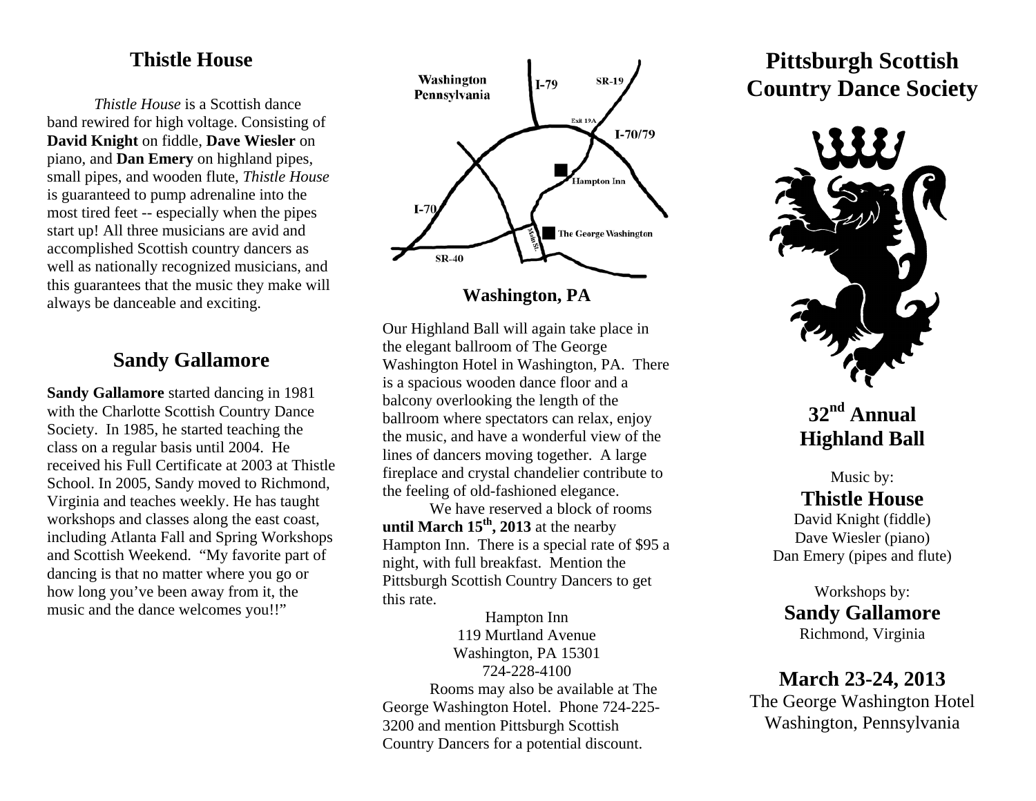## Thistle House

*Thistle House* is a Scottish dance band rewired for high voltage. Consisting of **David Knight** on fiddle, **Dave Wiesler** on piano, and **Dan Emery** on highland pipes, small pipes, and wooden flute, *Thistle House* is guaranteed to pump adrenaline into the most tired feet -- especially when the pipes start up! All three musicians are avid and accomplished Scottish country dancers as well as nationally recognized musicians, and this guarantees that the music they make will always be danceable and exciting.

## Sandy Gallamore

**Sandy Gallamore** started dancing in 1981 with the Charlotte Scottish Country Dance Society. In 1985, he started teaching the class on a regular basis until 2004. He received his Full Certificate at 2003 at Thistle School. In 2005, Sandy moved to Richmond, Virginia and teaches weekly. He has taught workshops and classes along the east coast, including Atlanta Fall and Spring Workshops and Scottish Weekend. "My favorite part of dancing is that no matter where you go or how long you've been away from it, the music and the dance welcomes you!!"

Washington Pennsylvania

I-79

SR-19

Exit 19A

I-70/79

Hampton Inn

I-70

Main St.

The George Washington

SR-40

**Washington, PA**

Our Highland Ball will again take place in the elegant ballroom of The George Washington Hotel in Washington, PA. There is a spacious wooden dance floor and a balcony overlooking the length of the ballroom where spectators can relax, enjoy the music, and have a wonderful view of the lines of dancers moving together. A large fireplace and crystal chandelier contribute to the feeling of old-fashioned elegance.

We have reserved a block of rooms **until March 15th, 2013** at the nearby Hampton Inn. There is a special rate of $95 a night, with full breakfast. Mention the Pittsburgh Scottish Country Dancers to get this rate.

Hampton Inn
119 Murtland Avenue
Washington, PA 15301
724-228-4100

Rooms may also be available at The George Washington Hotel. Phone 724-225-3200 and mention Pittsburgh Scottish Country Dancers for a potential discount.

# Pittsburgh Scottish Country Dance Society

## 32nd Annual Highland Ball

Music by:

**Thistle House**

David Knight (fiddle)
Dave Wiesler (piano)
Dan Emery (pipes and flute)

Workshops by:

**Sandy Gallamore**

Richmond, Virginia

**March 23-24, 2013**

The George Washington Hotel
Washington, Pennsylvania